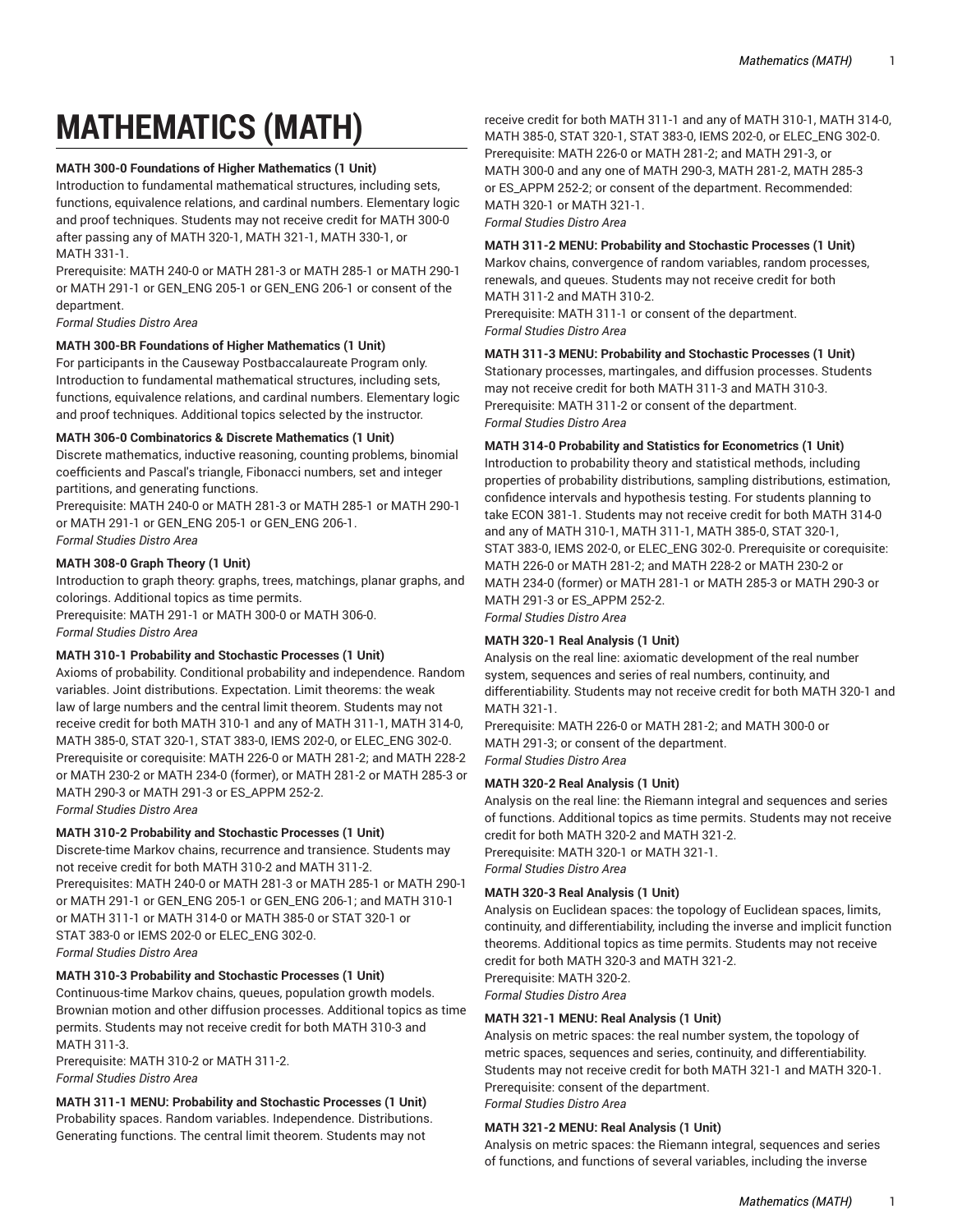# MATHEMATICS (MATH)

**MATH 300-0 Foundations of Higher Mathematics (1 Unit)**
Introduction to fundamental mathematical structures, including sets, functions, equivalence relations, and cardinal numbers. Elementary logic and proof techniques. Students may not receive credit for MATH 300-0 after passing any of MATH 320-1, MATH 321-1, MATH 330-1, or MATH 331-1.
Prerequisite: MATH 240-0 or MATH 281-3 or MATH 285-1 or MATH 290-1 or MATH 291-1 or GEN_ENG 205-1 or GEN_ENG 206-1 or consent of the department.
*Formal Studies Distro Area*

**MATH 300-BR Foundations of Higher Mathematics (1 Unit)**
For participants in the Causeway Postbaccalaureate Program only. Introduction to fundamental mathematical structures, including sets, functions, equivalence relations, and cardinal numbers. Elementary logic and proof techniques. Additional topics selected by the instructor.

**MATH 306-0 Combinatorics & Discrete Mathematics (1 Unit)**
Discrete mathematics, inductive reasoning, counting problems, binomial coefficients and Pascal's triangle, Fibonacci numbers, set and integer partitions, and generating functions.
Prerequisite: MATH 240-0 or MATH 281-3 or MATH 285-1 or MATH 290-1 or MATH 291-1 or GEN_ENG 205-1 or GEN_ENG 206-1.
*Formal Studies Distro Area*

**MATH 308-0 Graph Theory (1 Unit)**
Introduction to graph theory: graphs, trees, matchings, planar graphs, and colorings. Additional topics as time permits.
Prerequisite: MATH 291-1 or MATH 300-0 or MATH 306-0.
*Formal Studies Distro Area*

**MATH 310-1 Probability and Stochastic Processes (1 Unit)**
Axioms of probability. Conditional probability and independence. Random variables. Joint distributions. Expectation. Limit theorems: the weak law of large numbers and the central limit theorem. Students may not receive credit for both MATH 310-1 and any of MATH 311-1, MATH 314-0, MATH 385-0, STAT 320-1, STAT 383-0, IEMS 202-0, or ELEC_ENG 302-0. Prerequisite or corequisite: MATH 226-0 or MATH 281-2; and MATH 228-2 or MATH 230-2 or MATH 234-0 (former), or MATH 281-2 or MATH 285-3 or MATH 290-3 or MATH 291-3 or ES_APPM 252-2.
*Formal Studies Distro Area*

**MATH 310-2 Probability and Stochastic Processes (1 Unit)**
Discrete-time Markov chains, recurrence and transience. Students may not receive credit for both MATH 310-2 and MATH 311-2.
Prerequisites: MATH 240-0 or MATH 281-3 or MATH 285-1 or MATH 290-1 or MATH 291-1 or GEN_ENG 205-1 or GEN_ENG 206-1; and MATH 310-1 or MATH 311-1 or MATH 314-0 or MATH 385-0 or STAT 320-1 or STAT 383-0 or IEMS 202-0 or ELEC_ENG 302-0.
*Formal Studies Distro Area*

**MATH 310-3 Probability and Stochastic Processes (1 Unit)**
Continuous-time Markov chains, queues, population growth models. Brownian motion and other diffusion processes. Additional topics as time permits. Students may not receive credit for both MATH 310-3 and MATH 311-3.
Prerequisite: MATH 310-2 or MATH 311-2.
*Formal Studies Distro Area*

**MATH 311-1 MENU: Probability and Stochastic Processes (1 Unit)**
Probability spaces. Random variables. Independence. Distributions. Generating functions. The central limit theorem. Students may not receive credit for both MATH 311-1 and any of MATH 310-1, MATH 314-0, MATH 385-0, STAT 320-1, STAT 383-0, IEMS 202-0, or ELEC_ENG 302-0.
Prerequisite: MATH 226-0 or MATH 281-2; and MATH 291-3, or MATH 300-0 and any one of MATH 290-3, MATH 281-2, MATH 285-3 or ES_APPM 252-2; or consent of the department. Recommended: MATH 320-1 or MATH 321-1.
*Formal Studies Distro Area*

**MATH 311-2 MENU: Probability and Stochastic Processes (1 Unit)**
Markov chains, convergence of random variables, random processes, renewals, and queues. Students may not receive credit for both MATH 311-2 and MATH 310-2.
Prerequisite: MATH 311-1 or consent of the department.
*Formal Studies Distro Area*

**MATH 311-3 MENU: Probability and Stochastic Processes (1 Unit)**
Stationary processes, martingales, and diffusion processes. Students may not receive credit for both MATH 311-3 and MATH 310-3.
Prerequisite: MATH 311-2 or consent of the department.
*Formal Studies Distro Area*

**MATH 314-0 Probability and Statistics for Econometrics (1 Unit)**
Introduction to probability theory and statistical methods, including properties of probability distributions, sampling distributions, estimation, confidence intervals and hypothesis testing. For students planning to take ECON 381-1. Students may not receive credit for both MATH 314-0 and any of MATH 310-1, MATH 311-1, MATH 385-0, STAT 320-1, STAT 383-0, IEMS 202-0, or ELEC_ENG 302-0. Prerequisite or corequisite: MATH 226-0 or MATH 281-2; and MATH 228-2 or MATH 230-2 or MATH 234-0 (former) or MATH 281-1 or MATH 285-3 or MATH 290-3 or MATH 291-3 or ES_APPM 252-2.
*Formal Studies Distro Area*

**MATH 320-1 Real Analysis (1 Unit)**
Analysis on the real line: axiomatic development of the real number system, sequences and series of real numbers, continuity, and differentiability. Students may not receive credit for both MATH 320-1 and MATH 321-1.
Prerequisite: MATH 226-0 or MATH 281-2; and MATH 300-0 or MATH 291-3; or consent of the department.
*Formal Studies Distro Area*

**MATH 320-2 Real Analysis (1 Unit)**
Analysis on the real line: the Riemann integral and sequences and series of functions. Additional topics as time permits. Students may not receive credit for both MATH 320-2 and MATH 321-2.
Prerequisite: MATH 320-1 or MATH 321-1.
*Formal Studies Distro Area*

**MATH 320-3 Real Analysis (1 Unit)**
Analysis on Euclidean spaces: the topology of Euclidean spaces, limits, continuity, and differentiability, including the inverse and implicit function theorems. Additional topics as time permits. Students may not receive credit for both MATH 320-3 and MATH 321-2.
Prerequisite: MATH 320-2.
*Formal Studies Distro Area*

**MATH 321-1 MENU: Real Analysis (1 Unit)**
Analysis on metric spaces: the real number system, the topology of metric spaces, sequences and series, continuity, and differentiability. Students may not receive credit for both MATH 321-1 and MATH 320-1.
Prerequisite: consent of the department.
*Formal Studies Distro Area*

**MATH 321-2 MENU: Real Analysis (1 Unit)**
Analysis on metric spaces: the Riemann integral, sequences and series of functions, and functions of several variables, including the inverse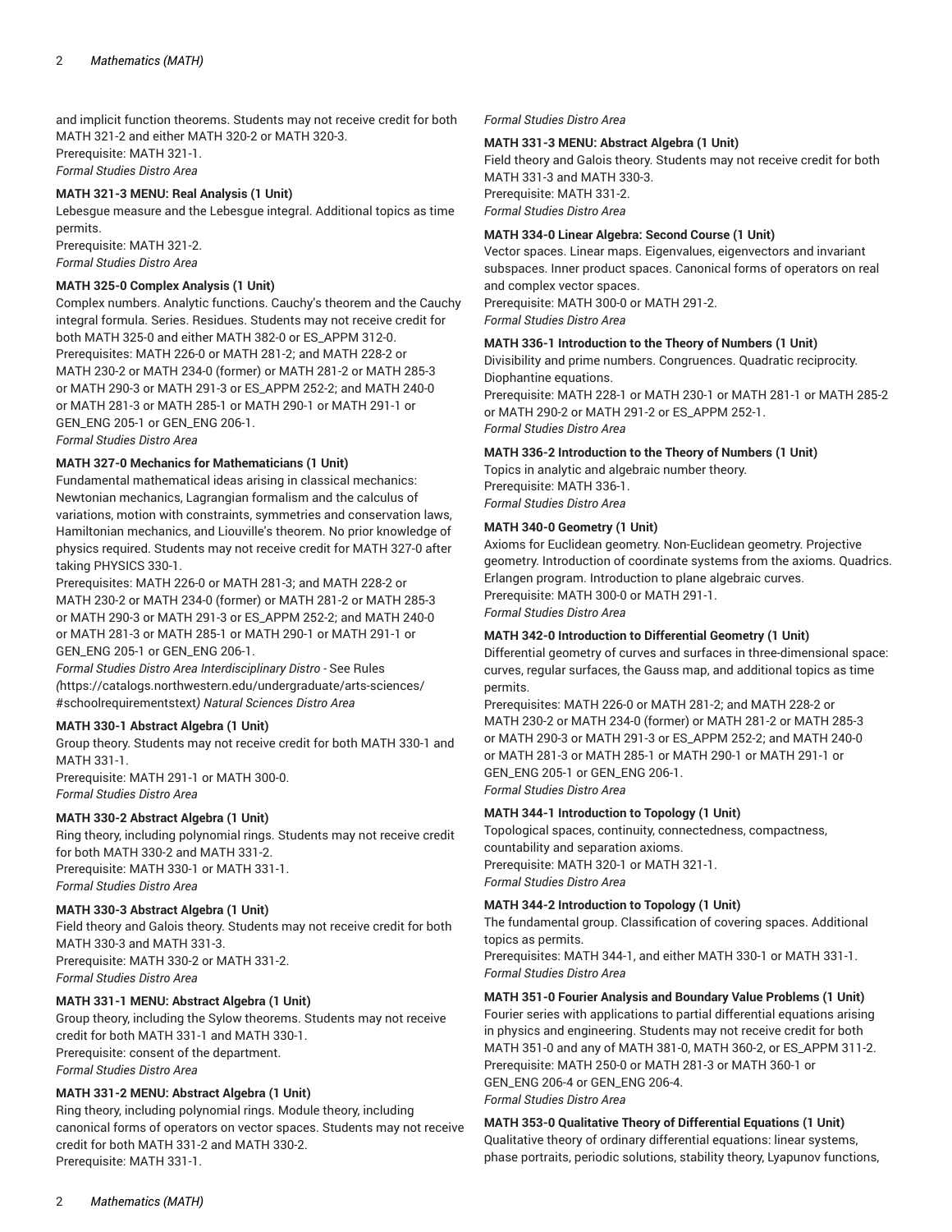and implicit function theorems. Students may not receive credit for both MATH 321-2 and either MATH 320-2 or MATH 320-3.
Prerequisite: MATH 321-1.
*Formal Studies Distro Area*

**MATH 321-3 MENU: Real Analysis (1 Unit)**
Lebesgue measure and the Lebesgue integral. Additional topics as time permits.
Prerequisite: MATH 321-2.
*Formal Studies Distro Area*

**MATH 325-0 Complex Analysis (1 Unit)**
Complex numbers. Analytic functions. Cauchy's theorem and the Cauchy integral formula. Series. Residues. Students may not receive credit for both MATH 325-0 and either MATH 382-0 or ES_APPM 312-0.
Prerequisites: MATH 226-0 or MATH 281-2; and MATH 228-2 or MATH 230-2 or MATH 234-0 (former) or MATH 281-2 or MATH 285-3 or MATH 290-3 or MATH 291-3 or ES_APPM 252-2; and MATH 240-0 or MATH 281-3 or MATH 285-1 or MATH 290-1 or MATH 291-1 or GEN_ENG 205-1 or GEN_ENG 206-1.
*Formal Studies Distro Area*

**MATH 327-0 Mechanics for Mathematicians (1 Unit)**
Fundamental mathematical ideas arising in classical mechanics: Newtonian mechanics, Lagrangian formalism and the calculus of variations, motion with constraints, symmetries and conservation laws, Hamiltonian mechanics, and Liouville's theorem. No prior knowledge of physics required. Students may not receive credit for MATH 327-0 after taking PHYSICS 330-1.
Prerequisites: MATH 226-0 or MATH 281-3; and MATH 228-2 or MATH 230-2 or MATH 234-0 (former) or MATH 281-2 or MATH 285-3 or MATH 290-3 or MATH 291-3 or ES_APPM 252-2; and MATH 240-0 or MATH 281-3 or MATH 285-1 or MATH 290-1 or MATH 291-1 or GEN_ENG 205-1 or GEN_ENG 206-1.
*Formal Studies Distro Area Interdisciplinary Distro* - See Rules *(*https://catalogs.northwestern.edu/undergraduate/arts-sciences/#schoolrequirementstext*) Natural Sciences Distro Area*

**MATH 330-1 Abstract Algebra (1 Unit)**
Group theory. Students may not receive credit for both MATH 330-1 and MATH 331-1.
Prerequisite: MATH 291-1 or MATH 300-0.
*Formal Studies Distro Area*

**MATH 330-2 Abstract Algebra (1 Unit)**
Ring theory, including polynomial rings. Students may not receive credit for both MATH 330-2 and MATH 331-2.
Prerequisite: MATH 330-1 or MATH 331-1.
*Formal Studies Distro Area*

**MATH 330-3 Abstract Algebra (1 Unit)**
Field theory and Galois theory. Students may not receive credit for both MATH 330-3 and MATH 331-3.
Prerequisite: MATH 330-2 or MATH 331-2.
*Formal Studies Distro Area*

**MATH 331-1 MENU: Abstract Algebra (1 Unit)**
Group theory, including the Sylow theorems. Students may not receive credit for both MATH 331-1 and MATH 330-1.
Prerequisite: consent of the department.
*Formal Studies Distro Area*

**MATH 331-2 MENU: Abstract Algebra (1 Unit)**
Ring theory, including polynomial rings. Module theory, including canonical forms of operators on vector spaces. Students may not receive credit for both MATH 331-2 and MATH 330-2.
Prerequisite: MATH 331-1.
*Formal Studies Distro Area*

**MATH 331-3 MENU: Abstract Algebra (1 Unit)**
Field theory and Galois theory. Students may not receive credit for both MATH 331-3 and MATH 330-3.
Prerequisite: MATH 331-2.
*Formal Studies Distro Area*

**MATH 334-0 Linear Algebra: Second Course (1 Unit)**
Vector spaces. Linear maps. Eigenvalues, eigenvectors and invariant subspaces. Inner product spaces. Canonical forms of operators on real and complex vector spaces.
Prerequisite: MATH 300-0 or MATH 291-2.
*Formal Studies Distro Area*

**MATH 336-1 Introduction to the Theory of Numbers (1 Unit)**
Divisibility and prime numbers. Congruences. Quadratic reciprocity. Diophantine equations.
Prerequisite: MATH 228-1 or MATH 230-1 or MATH 281-1 or MATH 285-2 or MATH 290-2 or MATH 291-2 or ES_APPM 252-1.
*Formal Studies Distro Area*

**MATH 336-2 Introduction to the Theory of Numbers (1 Unit)**
Topics in analytic and algebraic number theory.
Prerequisite: MATH 336-1.
*Formal Studies Distro Area*

**MATH 340-0 Geometry (1 Unit)**
Axioms for Euclidean geometry. Non-Euclidean geometry. Projective geometry. Introduction of coordinate systems from the axioms. Quadrics. Erlangen program. Introduction to plane algebraic curves.
Prerequisite: MATH 300-0 or MATH 291-1.
*Formal Studies Distro Area*

**MATH 342-0 Introduction to Differential Geometry (1 Unit)**
Differential geometry of curves and surfaces in three-dimensional space: curves, regular surfaces, the Gauss map, and additional topics as time permits.
Prerequisites: MATH 226-0 or MATH 281-2; and MATH 228-2 or MATH 230-2 or MATH 234-0 (former) or MATH 281-2 or MATH 285-3 or MATH 290-3 or MATH 291-3 or ES_APPM 252-2; and MATH 240-0 or MATH 281-3 or MATH 285-1 or MATH 290-1 or MATH 291-1 or GEN_ENG 205-1 or GEN_ENG 206-1.
*Formal Studies Distro Area*

**MATH 344-1 Introduction to Topology (1 Unit)**
Topological spaces, continuity, connectedness, compactness, countability and separation axioms.
Prerequisite: MATH 320-1 or MATH 321-1.
*Formal Studies Distro Area*

**MATH 344-2 Introduction to Topology (1 Unit)**
The fundamental group. Classification of covering spaces. Additional topics as permits.
Prerequisites: MATH 344-1, and either MATH 330-1 or MATH 331-1.
*Formal Studies Distro Area*

**MATH 351-0 Fourier Analysis and Boundary Value Problems (1 Unit)**
Fourier series with applications to partial differential equations arising in physics and engineering. Students may not receive credit for both MATH 351-0 and any of MATH 381-0, MATH 360-2, or ES_APPM 311-2.
Prerequisite: MATH 250-0 or MATH 281-3 or MATH 360-1 or GEN_ENG 206-4 or GEN_ENG 206-4.
*Formal Studies Distro Area*

**MATH 353-0 Qualitative Theory of Differential Equations (1 Unit)**
Qualitative theory of ordinary differential equations: linear systems, phase portraits, periodic solutions, stability theory, Lyapunov functions,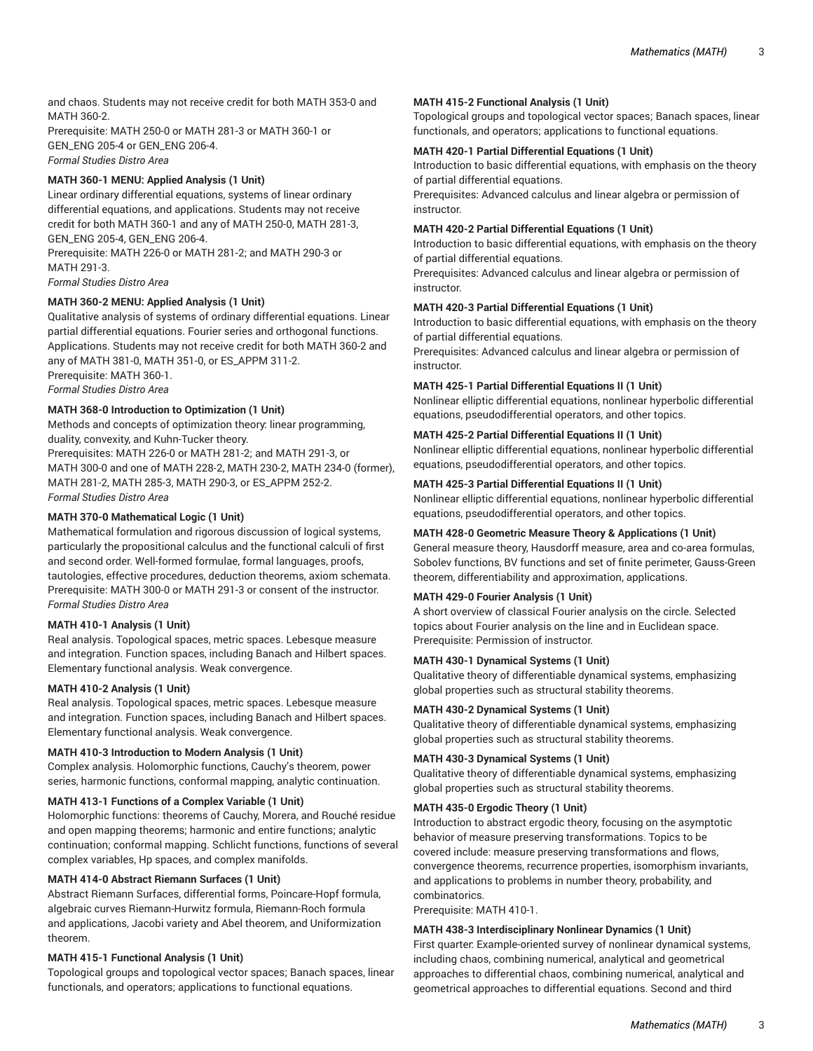and chaos. Students may not receive credit for both MATH 353-0 and MATH 360-2.
Prerequisite: MATH 250-0 or MATH 281-3 or MATH 360-1 or GEN_ENG 205-4 or GEN_ENG 206-4.
*Formal Studies Distro Area*

**MATH 360-1 MENU: Applied Analysis (1 Unit)**
Linear ordinary differential equations, systems of linear ordinary differential equations, and applications. Students may not receive credit for both MATH 360-1 and any of MATH 250-0, MATH 281-3, GEN_ENG 205-4, GEN_ENG 206-4.
Prerequisite: MATH 226-0 or MATH 281-2; and MATH 290-3 or MATH 291-3.
*Formal Studies Distro Area*

**MATH 360-2 MENU: Applied Analysis (1 Unit)**
Qualitative analysis of systems of ordinary differential equations. Linear partial differential equations. Fourier series and orthogonal functions. Applications. Students may not receive credit for both MATH 360-2 and any of MATH 381-0, MATH 351-0, or ES_APPM 311-2.
Prerequisite: MATH 360-1.
*Formal Studies Distro Area*

**MATH 368-0 Introduction to Optimization (1 Unit)**
Methods and concepts of optimization theory: linear programming, duality, convexity, and Kuhn-Tucker theory.
Prerequisites: MATH 226-0 or MATH 281-2; and MATH 291-3, or MATH 300-0 and one of MATH 228-2, MATH 230-2, MATH 234-0 (former), MATH 281-2, MATH 285-3, MATH 290-3, or ES_APPM 252-2.
*Formal Studies Distro Area*

**MATH 370-0 Mathematical Logic (1 Unit)**
Mathematical formulation and rigorous discussion of logical systems, particularly the propositional calculus and the functional calculi of first and second order. Well-formed formulae, formal languages, proofs, tautologies, effective procedures, deduction theorems, axiom schemata.
Prerequisite: MATH 300-0 or MATH 291-3 or consent of the instructor.
*Formal Studies Distro Area*

**MATH 410-1 Analysis (1 Unit)**
Real analysis. Topological spaces, metric spaces. Lebesque measure and integration. Function spaces, including Banach and Hilbert spaces. Elementary functional analysis. Weak convergence.

**MATH 410-2 Analysis (1 Unit)**
Real analysis. Topological spaces, metric spaces. Lebesque measure and integration. Function spaces, including Banach and Hilbert spaces. Elementary functional analysis. Weak convergence.

**MATH 410-3 Introduction to Modern Analysis (1 Unit)**
Complex analysis. Holomorphic functions, Cauchy's theorem, power series, harmonic functions, conformal mapping, analytic continuation.

**MATH 413-1 Functions of a Complex Variable (1 Unit)**
Holomorphic functions: theorems of Cauchy, Morera, and Rouché residue and open mapping theorems; harmonic and entire functions; analytic continuation; conformal mapping. Schlicht functions, functions of several complex variables, Hp spaces, and complex manifolds.

**MATH 414-0 Abstract Riemann Surfaces (1 Unit)**
Abstract Riemann Surfaces, differential forms, Poincare-Hopf formula, algebraic curves Riemann-Hurwitz formula, Riemann-Roch formula and applications, Jacobi variety and Abel theorem, and Uniformization theorem.

**MATH 415-1 Functional Analysis (1 Unit)**
Topological groups and topological vector spaces; Banach spaces, linear functionals, and operators; applications to functional equations.

**MATH 415-2 Functional Analysis (1 Unit)**
Topological groups and topological vector spaces; Banach spaces, linear functionals, and operators; applications to functional equations.

**MATH 420-1 Partial Differential Equations (1 Unit)**
Introduction to basic differential equations, with emphasis on the theory of partial differential equations.
Prerequisites: Advanced calculus and linear algebra or permission of instructor.

**MATH 420-2 Partial Differential Equations (1 Unit)**
Introduction to basic differential equations, with emphasis on the theory of partial differential equations.
Prerequisites: Advanced calculus and linear algebra or permission of instructor.

**MATH 420-3 Partial Differential Equations (1 Unit)**
Introduction to basic differential equations, with emphasis on the theory of partial differential equations.
Prerequisites: Advanced calculus and linear algebra or permission of instructor.

**MATH 425-1 Partial Differential Equations II (1 Unit)**
Nonlinear elliptic differential equations, nonlinear hyperbolic differential equations, pseudodifferential operators, and other topics.

**MATH 425-2 Partial Differential Equations II (1 Unit)**
Nonlinear elliptic differential equations, nonlinear hyperbolic differential equations, pseudodifferential operators, and other topics.

**MATH 425-3 Partial Differential Equations II (1 Unit)**
Nonlinear elliptic differential equations, nonlinear hyperbolic differential equations, pseudodifferential operators, and other topics.

**MATH 428-0 Geometric Measure Theory & Applications (1 Unit)**
General measure theory, Hausdorff measure, area and co-area formulas, Sobolev functions, BV functions and set of finite perimeter, Gauss-Green theorem, differentiability and approximation, applications.

**MATH 429-0 Fourier Analysis (1 Unit)**
A short overview of classical Fourier analysis on the circle. Selected topics about Fourier analysis on the line and in Euclidean space.
Prerequisite: Permission of instructor.

**MATH 430-1 Dynamical Systems (1 Unit)**
Qualitative theory of differentiable dynamical systems, emphasizing global properties such as structural stability theorems.

**MATH 430-2 Dynamical Systems (1 Unit)**
Qualitative theory of differentiable dynamical systems, emphasizing global properties such as structural stability theorems.

**MATH 430-3 Dynamical Systems (1 Unit)**
Qualitative theory of differentiable dynamical systems, emphasizing global properties such as structural stability theorems.

**MATH 435-0 Ergodic Theory (1 Unit)**
Introduction to abstract ergodic theory, focusing on the asymptotic behavior of measure preserving transformations. Topics to be covered include: measure preserving transformations and flows, convergence theorems, recurrence properties, isomorphism invariants, and applications to problems in number theory, probability, and combinatorics.
Prerequisite: MATH 410-1.

**MATH 438-3 Interdisciplinary Nonlinear Dynamics (1 Unit)**
First quarter: Example-oriented survey of nonlinear dynamical systems, including chaos, combining numerical, analytical and geometrical approaches to differential chaos, combining numerical, analytical and geometrical approaches to differential equations. Second and third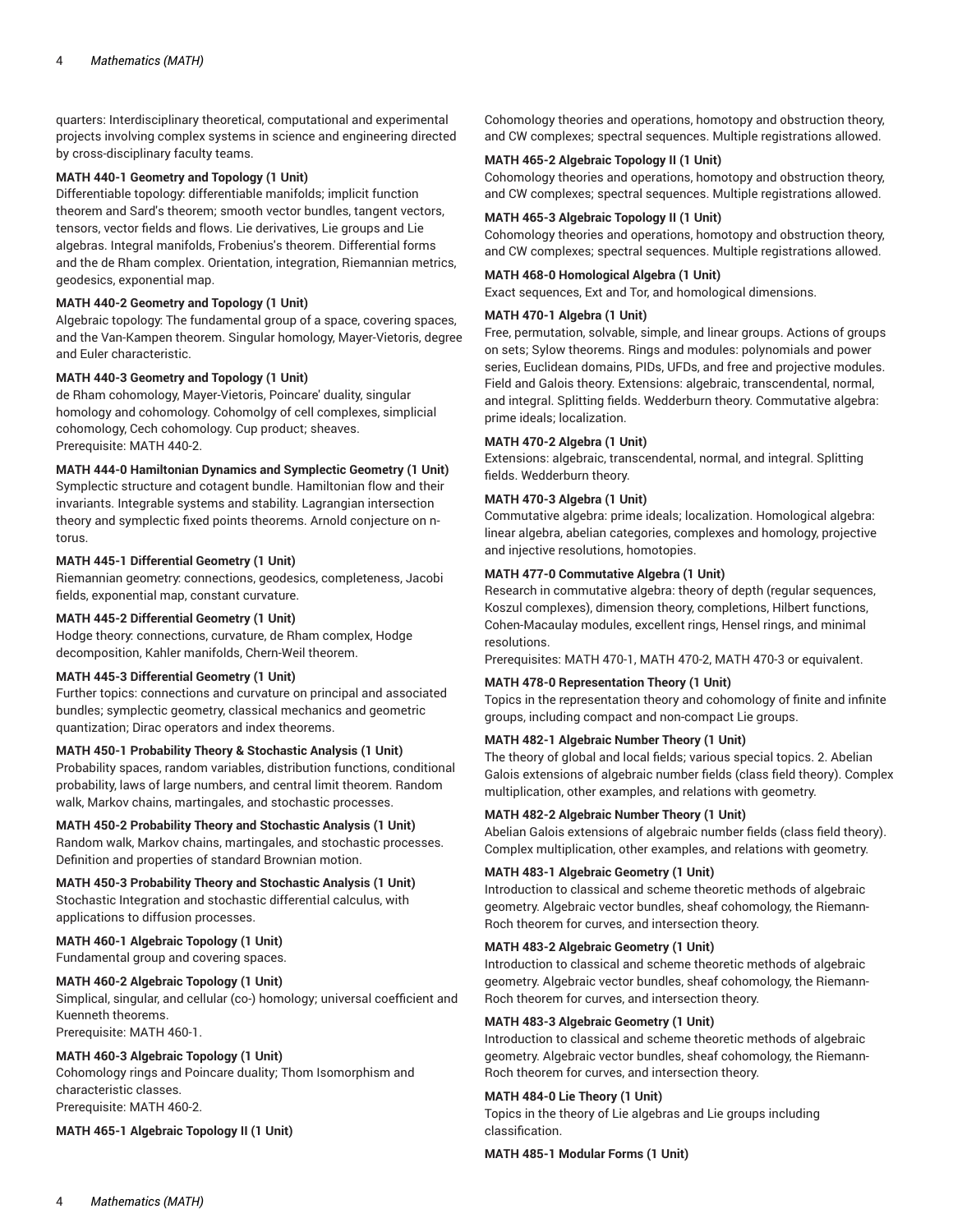quarters: Interdisciplinary theoretical, computational and experimental projects involving complex systems in science and engineering directed by cross-disciplinary faculty teams.

**MATH 440-1 Geometry and Topology (1 Unit)**
Differentiable topology: differentiable manifolds; implicit function theorem and Sard's theorem; smooth vector bundles, tangent vectors, tensors, vector fields and flows. Lie derivatives, Lie groups and Lie algebras. Integral manifolds, Frobenius's theorem. Differential forms and the de Rham complex. Orientation, integration, Riemannian metrics, geodesics, exponential map.

**MATH 440-2 Geometry and Topology (1 Unit)**
Algebraic topology: The fundamental group of a space, covering spaces, and the Van-Kampen theorem. Singular homology, Mayer-Vietoris, degree and Euler characteristic.

**MATH 440-3 Geometry and Topology (1 Unit)**
de Rham cohomology, Mayer-Vietoris, Poincare' duality, singular homology and cohomology. Cohomolgy of cell complexes, simplicial cohomology, Cech cohomology. Cup product; sheaves.
Prerequisite: MATH 440-2.

**MATH 444-0 Hamiltonian Dynamics and Symplectic Geometry (1 Unit)**
Symplectic structure and cotagent bundle. Hamiltonian flow and their invariants. Integrable systems and stability. Lagrangian intersection theory and symplectic fixed points theorems. Arnold conjecture on n-torus.

**MATH 445-1 Differential Geometry (1 Unit)**
Riemannian geometry: connections, geodesics, completeness, Jacobi fields, exponential map, constant curvature.

**MATH 445-2 Differential Geometry (1 Unit)**
Hodge theory: connections, curvature, de Rham complex, Hodge decomposition, Kahler manifolds, Chern-Weil theorem.

**MATH 445-3 Differential Geometry (1 Unit)**
Further topics: connections and curvature on principal and associated bundles; symplectic geometry, classical mechanics and geometric quantization; Dirac operators and index theorems.

**MATH 450-1 Probability Theory & Stochastic Analysis (1 Unit)**
Probability spaces, random variables, distribution functions, conditional probability, laws of large numbers, and central limit theorem. Random walk, Markov chains, martingales, and stochastic processes.

**MATH 450-2 Probability Theory and Stochastic Analysis (1 Unit)**
Random walk, Markov chains, martingales, and stochastic processes. Definition and properties of standard Brownian motion.

**MATH 450-3 Probability Theory and Stochastic Analysis (1 Unit)**
Stochastic Integration and stochastic differential calculus, with applications to diffusion processes.

**MATH 460-1 Algebraic Topology (1 Unit)**
Fundamental group and covering spaces.

**MATH 460-2 Algebraic Topology (1 Unit)**
Simplical, singular, and cellular (co-) homology; universal coefficient and Kuenneth theorems.
Prerequisite: MATH 460-1.

**MATH 460-3 Algebraic Topology (1 Unit)**
Cohomology rings and Poincare duality; Thom Isomorphism and characteristic classes.
Prerequisite: MATH 460-2.

**MATH 465-1 Algebraic Topology II (1 Unit)**
Cohomology theories and operations, homotopy and obstruction theory, and CW complexes; spectral sequences. Multiple registrations allowed.

**MATH 465-2 Algebraic Topology II (1 Unit)**
Cohomology theories and operations, homotopy and obstruction theory, and CW complexes; spectral sequences. Multiple registrations allowed.

**MATH 465-3 Algebraic Topology II (1 Unit)**
Cohomology theories and operations, homotopy and obstruction theory, and CW complexes; spectral sequences. Multiple registrations allowed.

**MATH 468-0 Homological Algebra (1 Unit)**
Exact sequences, Ext and Tor, and homological dimensions.

**MATH 470-1 Algebra (1 Unit)**
Free, permutation, solvable, simple, and linear groups. Actions of groups on sets; Sylow theorems. Rings and modules: polynomials and power series, Euclidean domains, PIDs, UFDs, and free and projective modules. Field and Galois theory. Extensions: algebraic, transcendental, normal, and integral. Splitting fields. Wedderburn theory. Commutative algebra: prime ideals; localization.

**MATH 470-2 Algebra (1 Unit)**
Extensions: algebraic, transcendental, normal, and integral. Splitting fields. Wedderburn theory.

**MATH 470-3 Algebra (1 Unit)**
Commutative algebra: prime ideals; localization. Homological algebra: linear algebra, abelian categories, complexes and homology, projective and injective resolutions, homotopies.

**MATH 477-0 Commutative Algebra (1 Unit)**
Research in commutative algebra: theory of depth (regular sequences, Koszul complexes), dimension theory, completions, Hilbert functions, Cohen-Macaulay modules, excellent rings, Hensel rings, and minimal resolutions.
Prerequisites: MATH 470-1, MATH 470-2, MATH 470-3 or equivalent.

**MATH 478-0 Representation Theory (1 Unit)**
Topics in the representation theory and cohomology of finite and infinite groups, including compact and non-compact Lie groups.

**MATH 482-1 Algebraic Number Theory (1 Unit)**
The theory of global and local fields; various special topics. 2. Abelian Galois extensions of algebraic number fields (class field theory). Complex multiplication, other examples, and relations with geometry.

**MATH 482-2 Algebraic Number Theory (1 Unit)**
Abelian Galois extensions of algebraic number fields (class field theory). Complex multiplication, other examples, and relations with geometry.

**MATH 483-1 Algebraic Geometry (1 Unit)**
Introduction to classical and scheme theoretic methods of algebraic geometry. Algebraic vector bundles, sheaf cohomology, the Riemann-Roch theorem for curves, and intersection theory.

**MATH 483-2 Algebraic Geometry (1 Unit)**
Introduction to classical and scheme theoretic methods of algebraic geometry. Algebraic vector bundles, sheaf cohomology, the Riemann-Roch theorem for curves, and intersection theory.

**MATH 483-3 Algebraic Geometry (1 Unit)**
Introduction to classical and scheme theoretic methods of algebraic geometry. Algebraic vector bundles, sheaf cohomology, the Riemann-Roch theorem for curves, and intersection theory.

**MATH 484-0 Lie Theory (1 Unit)**
Topics in the theory of Lie algebras and Lie groups including classification.

**MATH 485-1 Modular Forms (1 Unit)**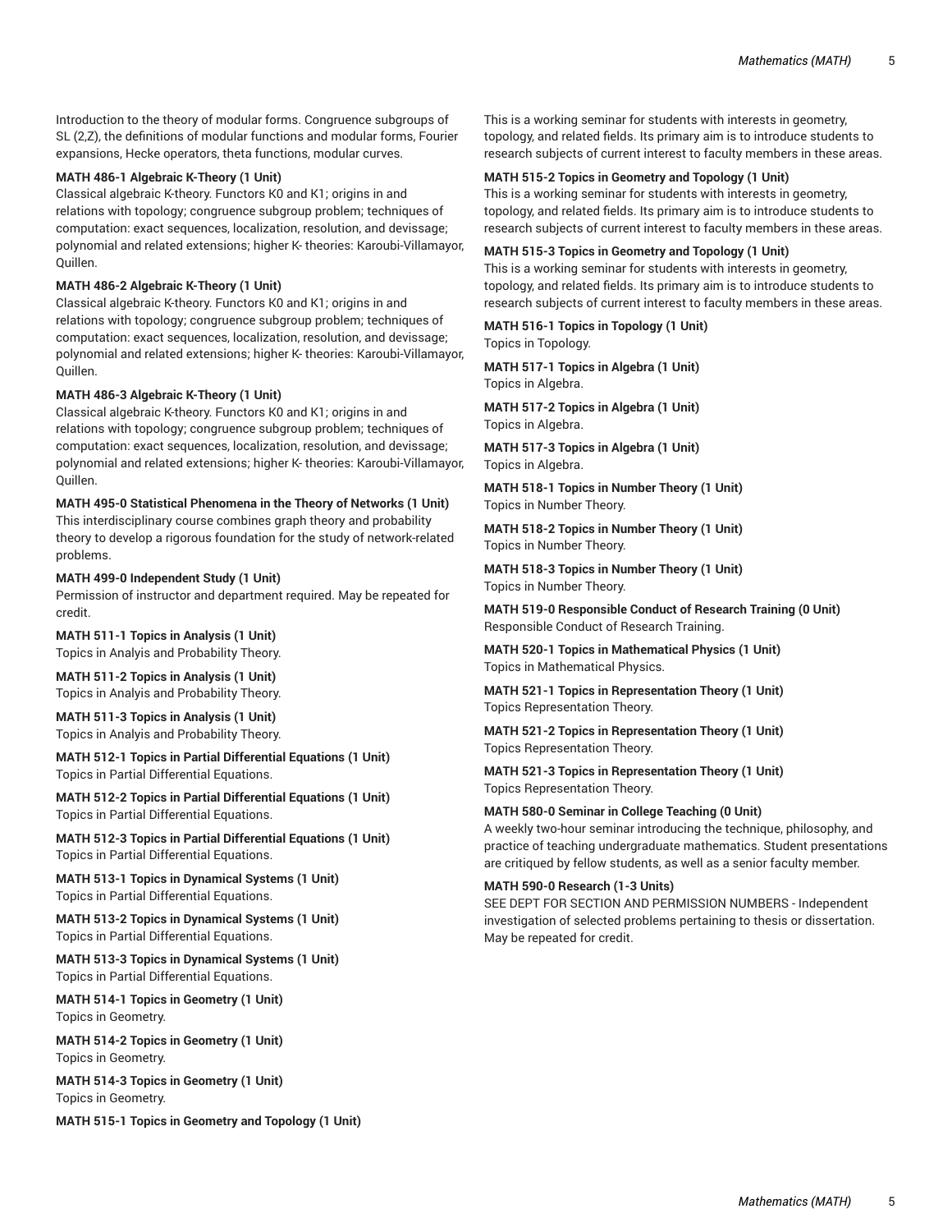Introduction to the theory of modular forms. Congruence subgroups of SL (2,Z), the definitions of modular functions and modular forms, Fourier expansions, Hecke operators, theta functions, modular curves.

**MATH 486-1 Algebraic K-Theory (1 Unit)**
Classical algebraic K-theory. Functors K0 and K1; origins in and relations with topology; congruence subgroup problem; techniques of computation: exact sequences, localization, resolution, and devissage; polynomial and related extensions; higher K- theories: Karoubi-Villamayor, Quillen.

**MATH 486-2 Algebraic K-Theory (1 Unit)**
Classical algebraic K-theory. Functors K0 and K1; origins in and relations with topology; congruence subgroup problem; techniques of computation: exact sequences, localization, resolution, and devissage; polynomial and related extensions; higher K- theories: Karoubi-Villamayor, Quillen.

**MATH 486-3 Algebraic K-Theory (1 Unit)**
Classical algebraic K-theory. Functors K0 and K1; origins in and relations with topology; congruence subgroup problem; techniques of computation: exact sequences, localization, resolution, and devissage; polynomial and related extensions; higher K- theories: Karoubi-Villamayor, Quillen.

**MATH 495-0 Statistical Phenomena in the Theory of Networks (1 Unit)**
This interdisciplinary course combines graph theory and probability theory to develop a rigorous foundation for the study of network-related problems.

**MATH 499-0 Independent Study (1 Unit)**
Permission of instructor and department required. May be repeated for credit.

**MATH 511-1 Topics in Analysis (1 Unit)**
Topics in Analyis and Probability Theory.

**MATH 511-2 Topics in Analysis (1 Unit)**
Topics in Analyis and Probability Theory.

**MATH 511-3 Topics in Analysis (1 Unit)**
Topics in Analyis and Probability Theory.

**MATH 512-1 Topics in Partial Differential Equations (1 Unit)**
Topics in Partial Differential Equations.

**MATH 512-2 Topics in Partial Differential Equations (1 Unit)**
Topics in Partial Differential Equations.

**MATH 512-3 Topics in Partial Differential Equations (1 Unit)**
Topics in Partial Differential Equations.

**MATH 513-1 Topics in Dynamical Systems (1 Unit)**
Topics in Partial Differential Equations.

**MATH 513-2 Topics in Dynamical Systems (1 Unit)**
Topics in Partial Differential Equations.

**MATH 513-3 Topics in Dynamical Systems (1 Unit)**
Topics in Partial Differential Equations.

**MATH 514-1 Topics in Geometry (1 Unit)**
Topics in Geometry.

**MATH 514-2 Topics in Geometry (1 Unit)**
Topics in Geometry.

**MATH 514-3 Topics in Geometry (1 Unit)**
Topics in Geometry.

**MATH 515-1 Topics in Geometry and Topology (1 Unit)**
This is a working seminar for students with interests in geometry, topology, and related fields. Its primary aim is to introduce students to research subjects of current interest to faculty members in these areas.

**MATH 515-2 Topics in Geometry and Topology (1 Unit)**
This is a working seminar for students with interests in geometry, topology, and related fields. Its primary aim is to introduce students to research subjects of current interest to faculty members in these areas.

**MATH 515-3 Topics in Geometry and Topology (1 Unit)**
This is a working seminar for students with interests in geometry, topology, and related fields. Its primary aim is to introduce students to research subjects of current interest to faculty members in these areas.

**MATH 516-1 Topics in Topology (1 Unit)**
Topics in Topology.

**MATH 517-1 Topics in Algebra (1 Unit)**
Topics in Algebra.

**MATH 517-2 Topics in Algebra (1 Unit)**
Topics in Algebra.

**MATH 517-3 Topics in Algebra (1 Unit)**
Topics in Algebra.

**MATH 518-1 Topics in Number Theory (1 Unit)**
Topics in Number Theory.

**MATH 518-2 Topics in Number Theory (1 Unit)**
Topics in Number Theory.

**MATH 518-3 Topics in Number Theory (1 Unit)**
Topics in Number Theory.

**MATH 519-0 Responsible Conduct of Research Training (0 Unit)**
Responsible Conduct of Research Training.

**MATH 520-1 Topics in Mathematical Physics (1 Unit)**
Topics in Mathematical Physics.

**MATH 521-1 Topics in Representation Theory (1 Unit)**
Topics Representation Theory.

**MATH 521-2 Topics in Representation Theory (1 Unit)**
Topics Representation Theory.

**MATH 521-3 Topics in Representation Theory (1 Unit)**
Topics Representation Theory.

**MATH 580-0 Seminar in College Teaching (0 Unit)**
A weekly two-hour seminar introducing the technique, philosophy, and practice of teaching undergraduate mathematics. Student presentations are critiqued by fellow students, as well as a senior faculty member.

**MATH 590-0 Research (1-3 Units)**
SEE DEPT FOR SECTION AND PERMISSION NUMBERS - Independent investigation of selected problems pertaining to thesis or dissertation. May be repeated for credit.